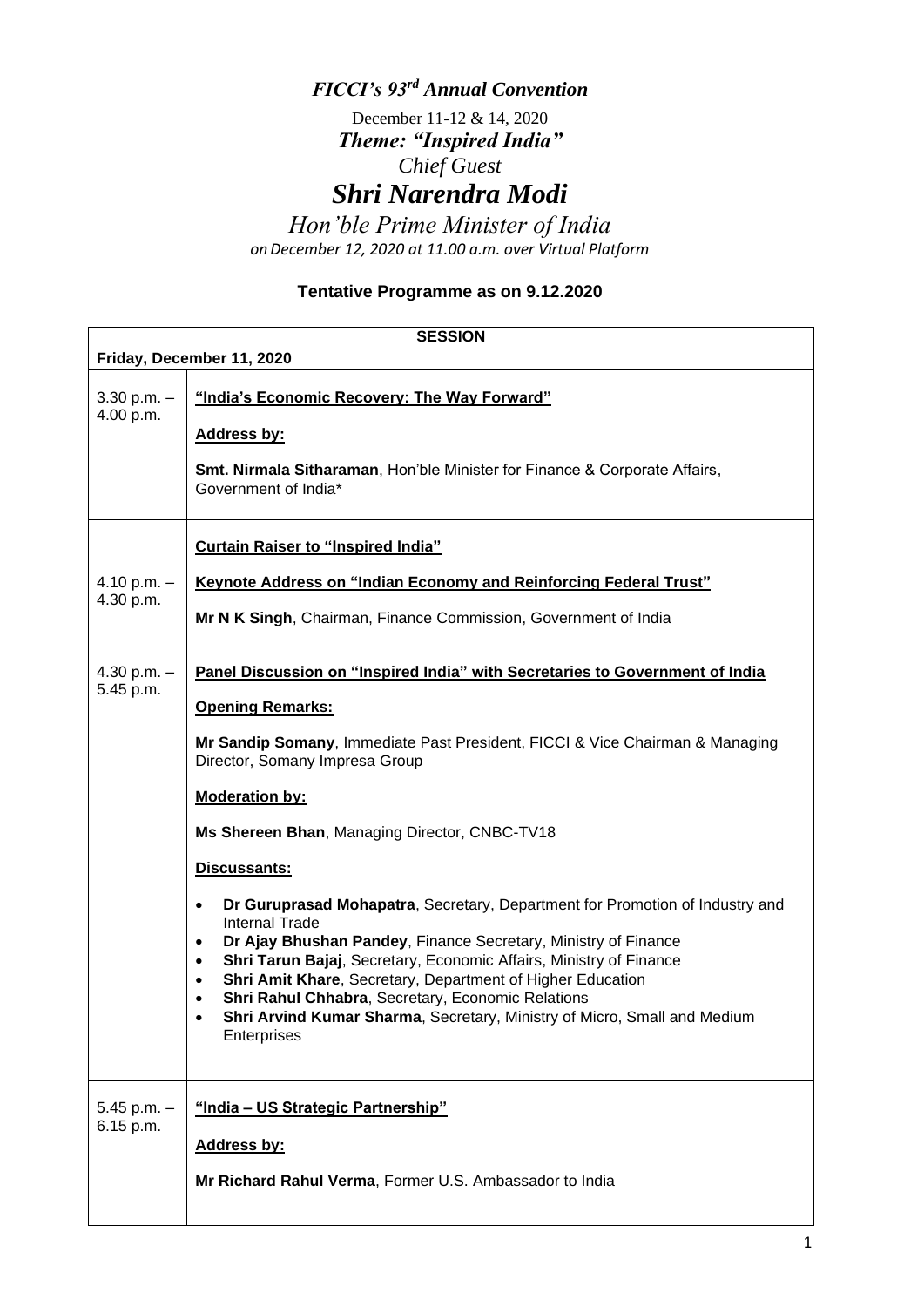# *FICCI's 93rd Annual Convention*

December 11-12 & 14, 2020

## *Theme: "Inspired India"*

*Chief Guest*

## *Shri Narendra Modi*

*Hon'ble Prime Minister of India*

*on December 12, 2020 at 11.00 a.m. over Virtual Platform*

### Tentative Programme as on 9.12.2020

| SESSION | |
|---|---|
| **Friday, December 11, 2020** | |
| 3.30 p.m. – 4.00 p.m. | **"India's Economic Recovery: The Way Forward"**<br><br>**Address by:**<br><br>**Smt. Nirmala Sitharaman**, Hon'ble Minister for Finance & Corporate Affairs, Government of India* |
| 4.10 p.m. – 4.30 p.m. | **Curtain Raiser to "Inspired India"**<br><br>**Keynote Address on "Indian Economy and Reinforcing Federal Trust"**<br><br>**Mr N K Singh**, Chairman, Finance Commission, Government of India |
| 4.30 p.m. – 5.45 p.m. | **Panel Discussion on "Inspired India" with Secretaries to Government of India**<br><br>**Opening Remarks:**<br><br>**Mr Sandip Somany**, Immediate Past President, FICCI & Vice Chairman & Managing Director, Somany Impresa Group<br><br>**Moderation by:**<br><br>**Ms Shereen Bhan**, Managing Director, CNBC-TV18<br><br>**Discussants:**<br><br>• **Dr Guruprasad Mohapatra**, Secretary, Department for Promotion of Industry and Internal Trade<br>• **Dr Ajay Bhushan Pandey**, Finance Secretary, Ministry of Finance<br>• **Shri Tarun Bajaj**, Secretary, Economic Affairs, Ministry of Finance<br>• **Shri Amit Khare**, Secretary, Department of Higher Education<br>• **Shri Rahul Chhabra**, Secretary, Economic Relations<br>• **Shri Arvind Kumar Sharma**, Secretary, Ministry of Micro, Small and Medium Enterprises |
| 5.45 p.m. – 6.15 p.m. | **"India – US Strategic Partnership"**<br><br>**Address by:**<br><br>**Mr Richard Rahul Verma**, Former U.S. Ambassador to India |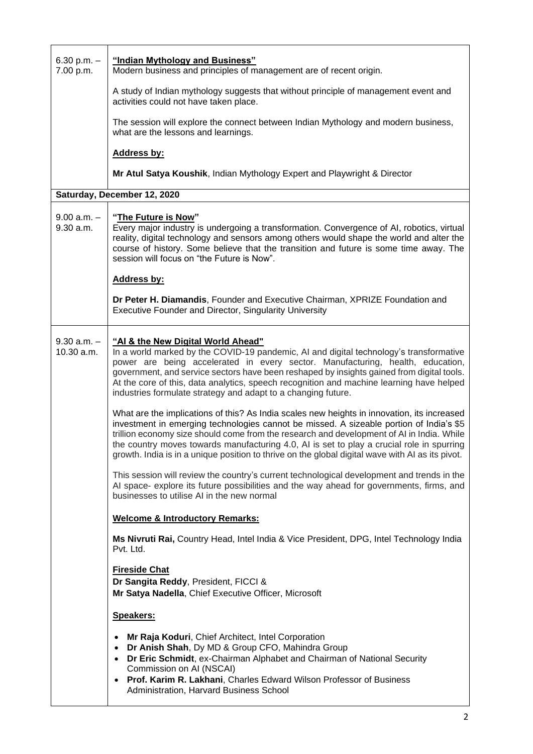| | |
|---|---|
| 6.30 p.m. – 7.00 p.m. | **"Indian Mythology and Business"**<br>Modern business and principles of management are of recent origin.<br><br>A study of Indian mythology suggests that without principle of management event and activities could not have taken place.<br><br>The session will explore the connect between Indian Mythology and modern business, what are the lessons and learnings.<br><br>**Address by:**<br><br>**Mr Atul Satya Koushik**, Indian Mythology Expert and Playwright & Director |
| **Saturday, December 12, 2020** | |
| 9.00 a.m. – 9.30 a.m. | **"The Future is Now"**<br>Every major industry is undergoing a transformation. Convergence of AI, robotics, virtual reality, digital technology and sensors among others would shape the world and alter the course of history. Some believe that the transition and future is some time away. The session will focus on "the Future is Now".<br><br>**Address by:**<br><br>**Dr Peter H. Diamandis**, Founder and Executive Chairman, XPRIZE Foundation and Executive Founder and Director, Singularity University |
| 9.30 a.m. – 10.30 a.m. | **"AI & the New Digital World Ahead"**<br>In a world marked by the COVID-19 pandemic, AI and digital technology's transformative power are being accelerated in every sector. Manufacturing, health, education, government, and service sectors have been reshaped by insights gained from digital tools. At the core of this, data analytics, speech recognition and machine learning have helped industries formulate strategy and adapt to a changing future.<br><br>What are the implications of this? As India scales new heights in innovation, its increased investment in emerging technologies cannot be missed. A sizeable portion of India's $5 trillion economy size should come from the research and development of AI in India. While the country moves towards manufacturing 4.0, AI is set to play a crucial role in spurring growth. India is in a unique position to thrive on the global digital wave with AI as its pivot.<br><br>This session will review the country's current technological development and trends in the AI space- explore its future possibilities and the way ahead for governments, firms, and businesses to utilise AI in the new normal<br><br>**Welcome & Introductory Remarks:**<br><br>**Ms Nivruti Rai,** Country Head, Intel India & Vice President, DPG, Intel Technology India Pvt. Ltd.<br><br>**Fireside Chat**<br>**Dr Sangita Reddy**, President, FICCI &<br>**Mr Satya Nadella**, Chief Executive Officer, Microsoft<br><br>**Speakers:**<br><br>• **Mr Raja Koduri**, Chief Architect, Intel Corporation<br>• **Dr Anish Shah**, Dy MD & Group CFO, Mahindra Group<br>• **Dr Eric Schmidt**, ex-Chairman Alphabet and Chairman of National Security Commission on AI (NSCAI)<br>• **Prof. Karim R. Lakhani**, Charles Edward Wilson Professor of Business Administration, Harvard Business School |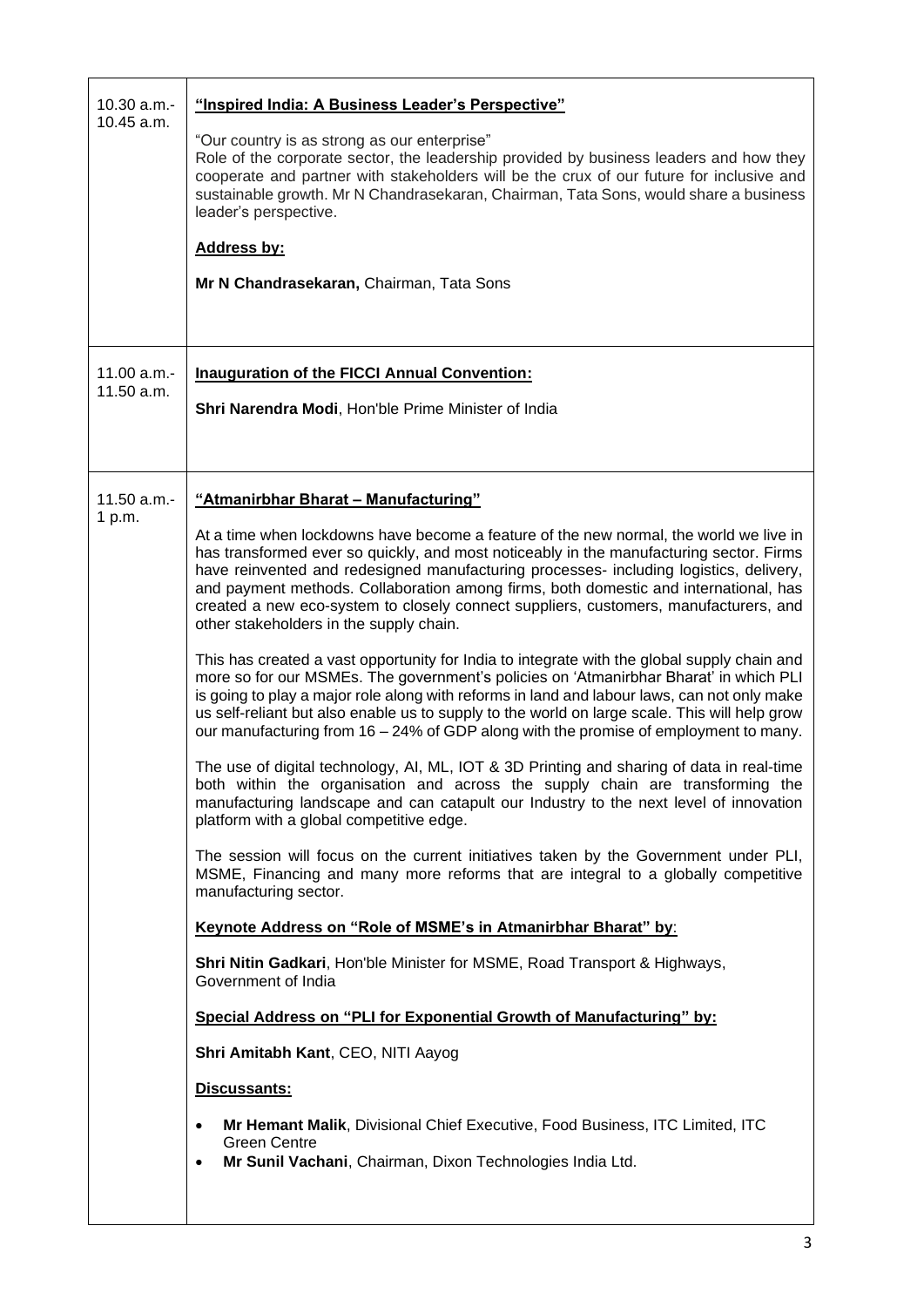| | |
|---|---|
| 10.30 a.m.- 10.45 a.m. | **<u>"Inspired India: A Business Leader's Perspective"</u>**<br><br>"Our country is as strong as our enterprise"<br>Role of the corporate sector, the leadership provided by business leaders and how they cooperate and partner with stakeholders will be the crux of our future for inclusive and sustainable growth. Mr N Chandrasekaran, Chairman, Tata Sons, would share a business leader's perspective.<br><br>**<u>Address by:</u>**<br><br>**Mr N Chandrasekaran,** Chairman, Tata Sons |
| 11.00 a.m.- 11.50 a.m. | **<u>Inauguration of the FICCI Annual Convention:</u>**<br><br>**Shri Narendra Modi**, Hon'ble Prime Minister of India |
| 11.50 a.m.- 1 p.m. | **<u>"Atmanirbhar Bharat – Manufacturing"</u>**<br><br>At a time when lockdowns have become a feature of the new normal, the world we live in has transformed ever so quickly, and most noticeably in the manufacturing sector. Firms have reinvented and redesigned manufacturing processes- including logistics, delivery, and payment methods. Collaboration among firms, both domestic and international, has created a new eco-system to closely connect suppliers, customers, manufacturers, and other stakeholders in the supply chain.<br><br>This has created a vast opportunity for India to integrate with the global supply chain and more so for our MSMEs. The government's policies on 'Atmanirbhar Bharat' in which PLI is going to play a major role along with reforms in land and labour laws, can not only make us self-reliant but also enable us to supply to the world on large scale. This will help grow our manufacturing from 16 – 24% of GDP along with the promise of employment to many.<br><br>The use of digital technology, AI, ML, IOT & 3D Printing and sharing of data in real-time both within the organisation and across the supply chain are transforming the manufacturing landscape and can catapult our Industry to the next level of innovation platform with a global competitive edge.<br><br>The session will focus on the current initiatives taken by the Government under PLI, MSME, Financing and many more reforms that are integral to a globally competitive manufacturing sector.<br><br>**<u>Keynote Address on "Role of MSME's in Atmanirbhar Bharat" by</u>**:<br><br>**Shri Nitin Gadkari**, Hon'ble Minister for MSME, Road Transport & Highways, Government of India<br><br>**<u>Special Address on "PLI for Exponential Growth of Manufacturing" by:</u>**<br><br>**Shri Amitabh Kant**, CEO, NITI Aayog<br><br>**<u>Discussants:</u>**<br><br>• **Mr Hemant Malik**, Divisional Chief Executive, Food Business, ITC Limited, ITC Green Centre<br>• **Mr Sunil Vachani**, Chairman, Dixon Technologies India Ltd. |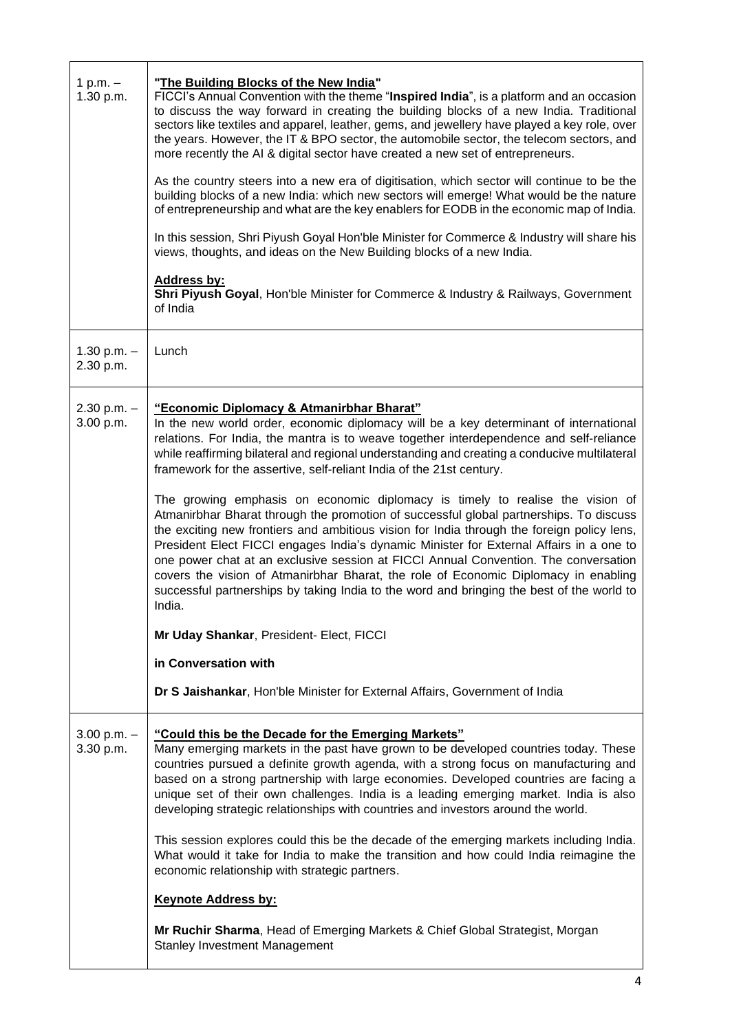| | |
|---|---|
| 1 p.m. – 1.30 p.m. | **"The Building Blocks of the New India"**<br>FICCI's Annual Convention with the theme "**Inspired India**", is a platform and an occasion to discuss the way forward in creating the building blocks of a new India. Traditional sectors like textiles and apparel, leather, gems, and jewellery have played a key role, over the years. However, the IT & BPO sector, the automobile sector, the telecom sectors, and more recently the AI & digital sector have created a new set of entrepreneurs.<br><br>As the country steers into a new era of digitisation, which sector will continue to be the building blocks of a new India: which new sectors will emerge! What would be the nature of entrepreneurship and what are the key enablers for EODB in the economic map of India.<br><br>In this session, Shri Piyush Goyal Hon'ble Minister for Commerce & Industry will share his views, thoughts, and ideas on the New Building blocks of a new India.<br><br>**Address by:**<br>**Shri Piyush Goyal**, Hon'ble Minister for Commerce & Industry & Railways, Government of India |
| 1.30 p.m. – 2.30 p.m. | Lunch |
| 2.30 p.m. – 3.00 p.m. | **"Economic Diplomacy & Atmanirbhar Bharat"**<br>In the new world order, economic diplomacy will be a key determinant of international relations. For India, the mantra is to weave together interdependence and self-reliance while reaffirming bilateral and regional understanding and creating a conducive multilateral framework for the assertive, self-reliant India of the 21st century.<br><br>The growing emphasis on economic diplomacy is timely to realise the vision of Atmanirbhar Bharat through the promotion of successful global partnerships. To discuss the exciting new frontiers and ambitious vision for India through the foreign policy lens, President Elect FICCI engages India's dynamic Minister for External Affairs in a one to one power chat at an exclusive session at FICCI Annual Convention. The conversation covers the vision of Atmanirbhar Bharat, the role of Economic Diplomacy in enabling successful partnerships by taking India to the word and bringing the best of the world to India.<br><br>**Mr Uday Shankar**, President- Elect, FICCI<br><br>**in Conversation with**<br><br>**Dr S Jaishankar**, Hon'ble Minister for External Affairs, Government of India |
| 3.00 p.m. – 3.30 p.m. | **"Could this be the Decade for the Emerging Markets"**<br>Many emerging markets in the past have grown to be developed countries today. These countries pursued a definite growth agenda, with a strong focus on manufacturing and based on a strong partnership with large economies. Developed countries are facing a unique set of their own challenges. India is a leading emerging market. India is also developing strategic relationships with countries and investors around the world.<br><br>This session explores could this be the decade of the emerging markets including India. What would it take for India to make the transition and how could India reimagine the economic relationship with strategic partners.<br><br>**Keynote Address by:**<br><br>**Mr Ruchir Sharma**, Head of Emerging Markets & Chief Global Strategist, Morgan Stanley Investment Management |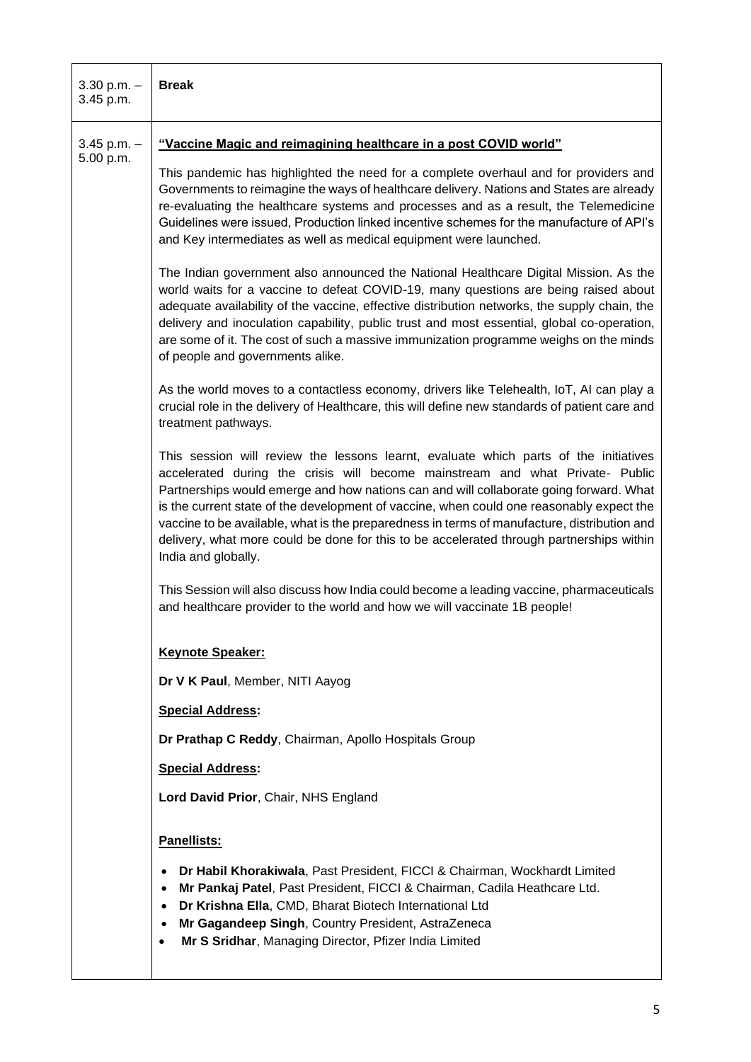| | |
|---|---|
| 3.30 p.m. – 3.45 p.m. | **Break** |
| 3.45 p.m. – 5.00 p.m. | **"Vaccine Magic and reimagining healthcare in a post COVID world"**<br><br>This pandemic has highlighted the need for a complete overhaul and for providers and Governments to reimagine the ways of healthcare delivery. Nations and States are already re-evaluating the healthcare systems and processes and as a result, the Telemedicine Guidelines were issued, Production linked incentive schemes for the manufacture of API's and Key intermediates as well as medical equipment were launched.<br><br>The Indian government also announced the National Healthcare Digital Mission. As the world waits for a vaccine to defeat COVID-19, many questions are being raised about adequate availability of the vaccine, effective distribution networks, the supply chain, the delivery and inoculation capability, public trust and most essential, global co-operation, are some of it. The cost of such a massive immunization programme weighs on the minds of people and governments alike.<br><br>As the world moves to a contactless economy, drivers like Telehealth, IoT, AI can play a crucial role in the delivery of Healthcare, this will define new standards of patient care and treatment pathways.<br><br>This session will review the lessons learnt, evaluate which parts of the initiatives accelerated during the crisis will become mainstream and what Private- Public Partnerships would emerge and how nations can and will collaborate going forward. What is the current state of the development of vaccine, when could one reasonably expect the vaccine to be available, what is the preparedness in terms of manufacture, distribution and delivery, what more could be done for this to be accelerated through partnerships within India and globally.<br><br>This Session will also discuss how India could become a leading vaccine, pharmaceuticals and healthcare provider to the world and how we will vaccinate 1B people!<br><br>**Keynote Speaker:**<br><br>**Dr V K Paul**, Member, NITI Aayog<br><br>**Special Address:**<br><br>**Dr Prathap C Reddy**, Chairman, Apollo Hospitals Group<br><br>**Special Address:**<br><br>**Lord David Prior**, Chair, NHS England<br><br>**Panellists:**<br><br>• **Dr Habil Khorakiwala**, Past President, FICCI & Chairman, Wockhardt Limited<br>• **Mr Pankaj Patel**, Past President, FICCI & Chairman, Cadila Heathcare Ltd.<br>• **Dr Krishna Ella**, CMD, Bharat Biotech International Ltd<br>• **Mr Gagandeep Singh**, Country President, AstraZeneca<br>• **Mr S Sridhar**, Managing Director, Pfizer India Limited |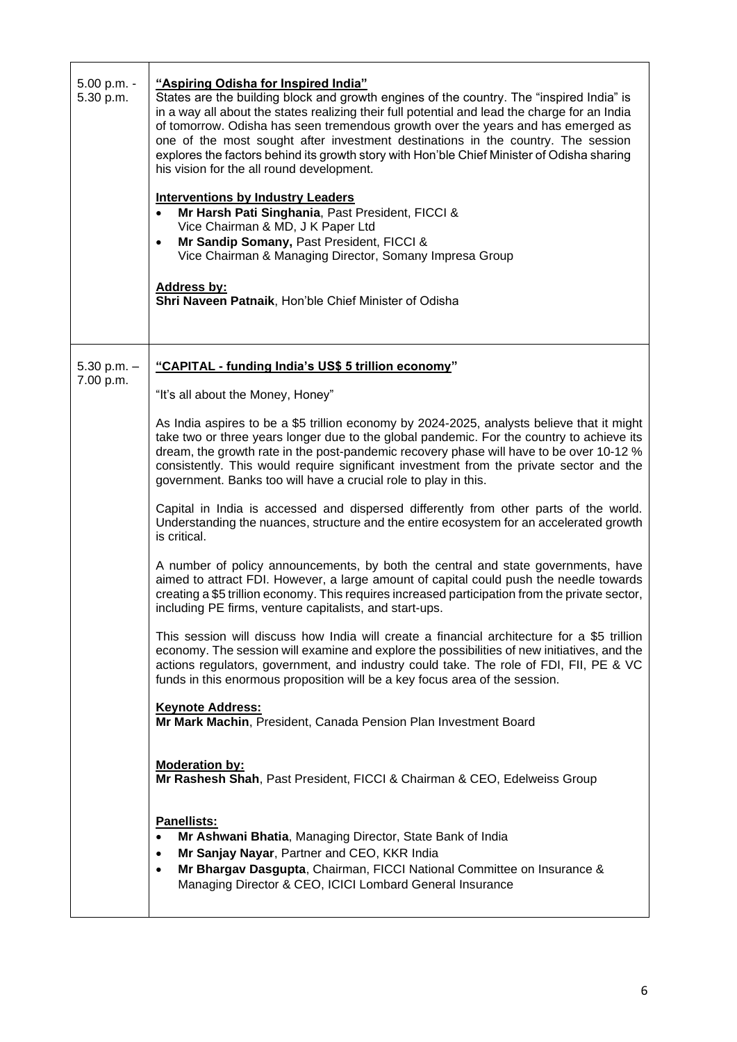| | |
|---|---|
| 5.00 p.m. - 5.30 p.m. | **<u>"Aspiring Odisha for Inspired India"</u>**<br>States are the building block and growth engines of the country. The "inspired India" is in a way all about the states realizing their full potential and lead the charge for an India of tomorrow. Odisha has seen tremendous growth over the years and has emerged as one of the most sought after investment destinations in the country. The session explores the factors behind its growth story with Hon'ble Chief Minister of Odisha sharing his vision for the all round development.<br><br>**<u>Interventions by Industry Leaders</u>**<br>• **Mr Harsh Pati Singhania**, Past President, FICCI & Vice Chairman & MD, J K Paper Ltd<br>• **Mr Sandip Somany,** Past President, FICCI & Vice Chairman & Managing Director, Somany Impresa Group<br><br>**<u>Address by:</u>**<br>**Shri Naveen Patnaik**, Hon'ble Chief Minister of Odisha |
| 5.30 p.m. – 7.00 p.m. | **<u>"CAPITAL - funding India's US$ 5 trillion economy"</u>**<br><br>"It's all about the Money, Honey"<br><br>As India aspires to be a $5 trillion economy by 2024-2025, analysts believe that it might take two or three years longer due to the global pandemic. For the country to achieve its dream, the growth rate in the post-pandemic recovery phase will have to be over 10-12 % consistently. This would require significant investment from the private sector and the government. Banks too will have a crucial role to play in this.<br><br>Capital in India is accessed and dispersed differently from other parts of the world. Understanding the nuances, structure and the entire ecosystem for an accelerated growth is critical.<br><br>A number of policy announcements, by both the central and state governments, have aimed to attract FDI. However, a large amount of capital could push the needle towards creating a $5 trillion economy. This requires increased participation from the private sector, including PE firms, venture capitalists, and start-ups.<br><br>This session will discuss how India will create a financial architecture for a $5 trillion economy. The session will examine and explore the possibilities of new initiatives, and the actions regulators, government, and industry could take. The role of FDI, FII, PE & VC funds in this enormous proposition will be a key focus area of the session.<br><br>**<u>Keynote Address:</u>**<br>**Mr Mark Machin**, President, Canada Pension Plan Investment Board<br><br>**<u>Moderation by:</u>**<br>**Mr Rashesh Shah**, Past President, FICCI & Chairman & CEO, Edelweiss Group<br><br>**<u>Panellists:</u>**<br>• **Mr Ashwani Bhatia**, Managing Director, State Bank of India<br>• **Mr Sanjay Nayar**, Partner and CEO, KKR India<br>• **Mr Bhargav Dasgupta**, Chairman, FICCI National Committee on Insurance & Managing Director & CEO, ICICI Lombard General Insurance |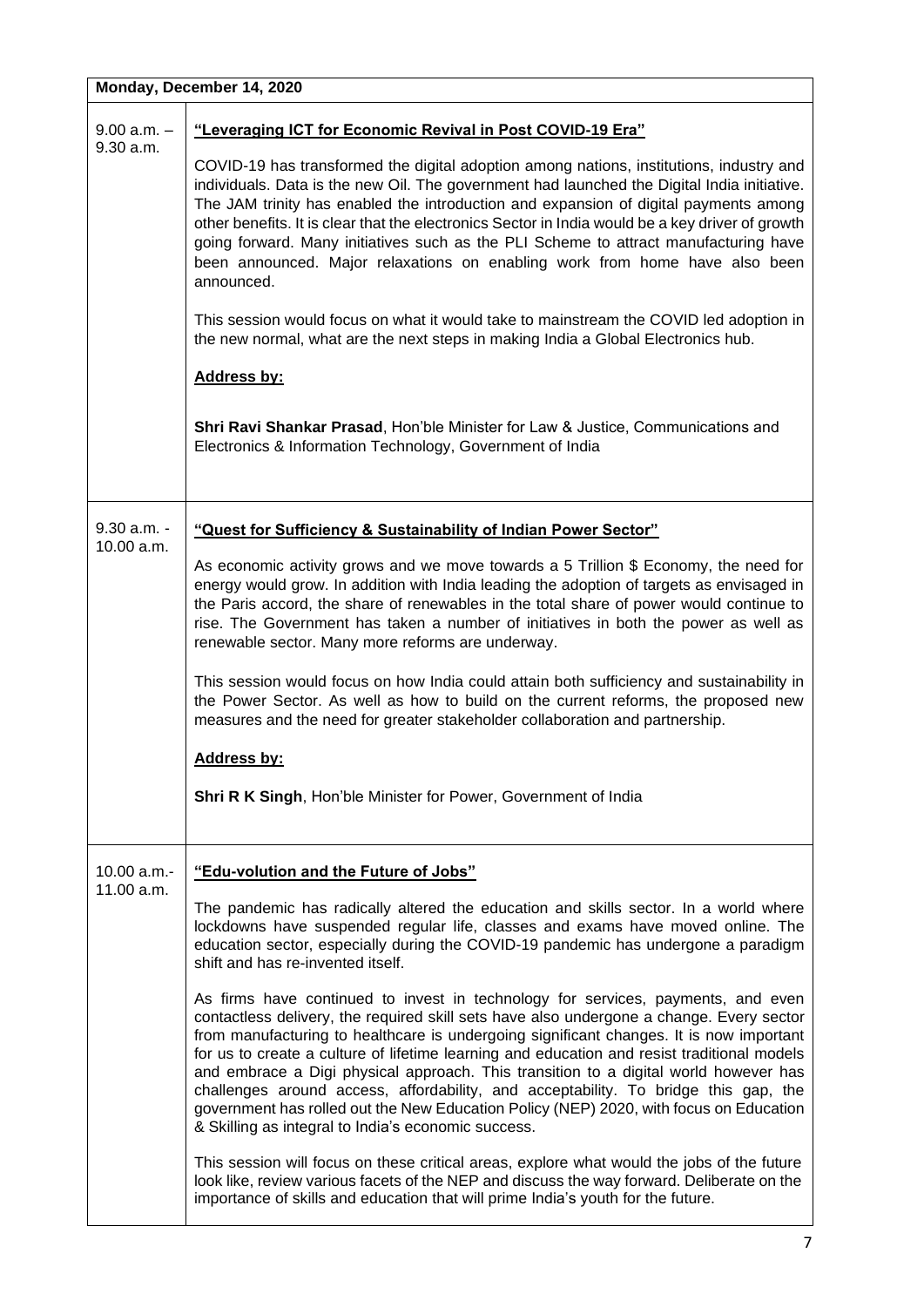| Monday, December 14, 2020 | |
|---|---|
| 9.00 a.m. – 9.30 a.m. | **<u>"Leveraging ICT for Economic Revival in Post COVID-19 Era"</u>**<br><br>COVID-19 has transformed the digital adoption among nations, institutions, industry and individuals. Data is the new Oil. The government had launched the Digital India initiative. The JAM trinity has enabled the introduction and expansion of digital payments among other benefits. It is clear that the electronics Sector in India would be a key driver of growth going forward. Many initiatives such as the PLI Scheme to attract manufacturing have been announced. Major relaxations on enabling work from home have also been announced.<br><br>This session would focus on what it would take to mainstream the COVID led adoption in the new normal, what are the next steps in making India a Global Electronics hub.<br><br>**<u>Address by:</u>**<br><br>**Shri Ravi Shankar Prasad**, Hon'ble Minister for Law & Justice, Communications and Electronics & Information Technology, Government of India |
| 9.30 a.m. - 10.00 a.m. | **<u>"Quest for Sufficiency & Sustainability of Indian Power Sector"</u>**<br><br>As economic activity grows and we move towards a 5 Trillion $ Economy, the need for energy would grow. In addition with India leading the adoption of targets as envisaged in the Paris accord, the share of renewables in the total share of power would continue to rise. The Government has taken a number of initiatives in both the power as well as renewable sector. Many more reforms are underway.<br><br>This session would focus on how India could attain both sufficiency and sustainability in the Power Sector. As well as how to build on the current reforms, the proposed new measures and the need for greater stakeholder collaboration and partnership.<br><br>**<u>Address by:</u>**<br><br>**Shri R K Singh**, Hon'ble Minister for Power, Government of India |
| 10.00 a.m.- 11.00 a.m. | **<u>"Edu-volution and the Future of Jobs"</u>**<br><br>The pandemic has radically altered the education and skills sector. In a world where lockdowns have suspended regular life, classes and exams have moved online. The education sector, especially during the COVID-19 pandemic has undergone a paradigm shift and has re-invented itself.<br><br>As firms have continued to invest in technology for services, payments, and even contactless delivery, the required skill sets have also undergone a change. Every sector from manufacturing to healthcare is undergoing significant changes. It is now important for us to create a culture of lifetime learning and education and resist traditional models and embrace a Digi physical approach. This transition to a digital world however has challenges around access, affordability, and acceptability. To bridge this gap, the government has rolled out the New Education Policy (NEP) 2020, with focus on Education & Skilling as integral to India's economic success.<br><br>This session will focus on these critical areas, explore what would the jobs of the future look like, review various facets of the NEP and discuss the way forward. Deliberate on the importance of skills and education that will prime India's youth for the future. |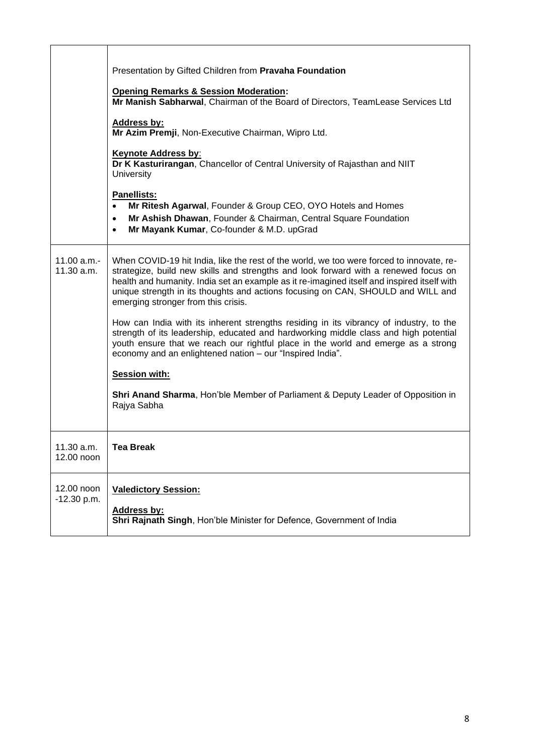| | |
|---|---|
| | Presentation by Gifted Children from **Pravaha Foundation**<br><br>**Opening Remarks & Session Moderation:**<br>**Mr Manish Sabharwal**, Chairman of the Board of Directors, TeamLease Services Ltd<br><br>**Address by:**<br>**Mr Azim Premji**, Non-Executive Chairman, Wipro Ltd.<br><br>**Keynote Address by**:<br>**Dr K Kasturirangan**, Chancellor of Central University of Rajasthan and NIIT University<br><br>**Panellists:**<br>• **Mr Ritesh Agarwal**, Founder & Group CEO, OYO Hotels and Homes<br>• **Mr Ashish Dhawan**, Founder & Chairman, Central Square Foundation<br>• **Mr Mayank Kumar**, Co-founder & M.D. upGrad |
| 11.00 a.m.- 11.30 a.m. | When COVID-19 hit India, like the rest of the world, we too were forced to innovate, re-strategize, build new skills and strengths and look forward with a renewed focus on health and humanity. India set an example as it re-imagined itself and inspired itself with unique strength in its thoughts and actions focusing on CAN, SHOULD and WILL and emerging stronger from this crisis.<br><br>How can India with its inherent strengths residing in its vibrancy of industry, to the strength of its leadership, educated and hardworking middle class and high potential youth ensure that we reach our rightful place in the world and emerge as a strong economy and an enlightened nation – our "Inspired India".<br><br>**Session with:**<br><br>**Shri Anand Sharma**, Hon'ble Member of Parliament & Deputy Leader of Opposition in Rajya Sabha |
| 11.30 a.m. 12.00 noon | **Tea Break** |
| 12.00 noon -12.30 p.m. | **Valedictory Session:**<br><br>**Address by:**<br>**Shri Rajnath Singh**, Hon'ble Minister for Defence, Government of India |